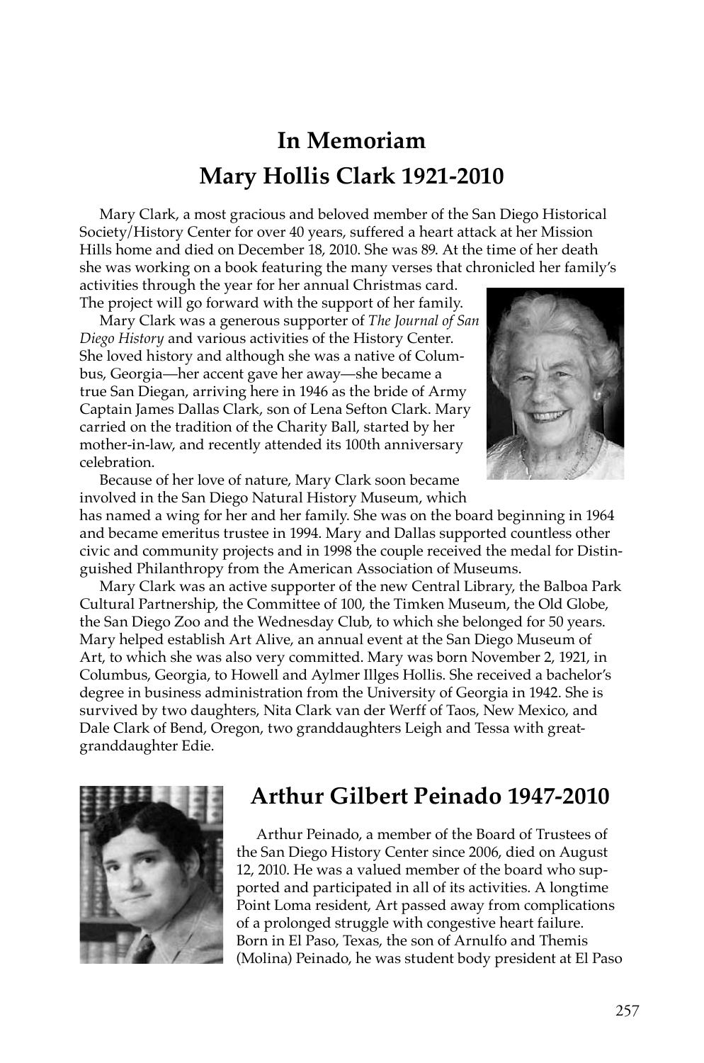# In Memoriam

## Mary Hollis Clark 1921-2010

Mary Clark, a most gracious and beloved member of the San Diego Historical Society/History Center for over 40 years, suffered a heart attack at her Mission Hills home and died on December 18, 2010. She was 89. At the time of her death she was working on a book featuring the many verses that chronicled her family's activities through the year for her annual Christmas card. The project will go forward with the support of her family.

Mary Clark was a generous supporter of *The Journal of San Diego History* and various activities of the History Center. She loved history and although she was a native of Columbus, Georgia—her accent gave her away—she became a true San Diegan, arriving here in 1946 as the bride of Army Captain James Dallas Clark, son of Lena Sefton Clark. Mary carried on the tradition of the Charity Ball, started by her mother-in-law, and recently attended its 100th anniversary celebration.

Because of her love of nature, Mary Clark soon became involved in the San Diego Natural History Museum, which has named a wing for her and her family. She was on the board beginning in 1964 and became emeritus trustee in 1994. Mary and Dallas supported countless other civic and community projects and in 1998 the couple received the medal for Distinguished Philanthropy from the American Association of Museums.

Mary Clark was an active supporter of the new Central Library, the Balboa Park Cultural Partnership, the Committee of 100, the Timken Museum, the Old Globe, the San Diego Zoo and the Wednesday Club, to which she belonged for 50 years. Mary helped establish Art Alive, an annual event at the San Diego Museum of Art, to which she was also very committed. Mary was born November 2, 1921, in Columbus, Georgia, to Howell and Aylmer Illges Hollis. She received a bachelor's degree in business administration from the University of Georgia in 1942. She is survived by two daughters, Nita Clark van der Werff of Taos, New Mexico, and Dale Clark of Bend, Oregon, two granddaughters Leigh and Tessa with great-granddaughter Edie.

## Arthur Gilbert Peinado 1947-2010

Arthur Peinado, a member of the Board of Trustees of the San Diego History Center since 2006, died on August 12, 2010. He was a valued member of the board who supported and participated in all of its activities. A longtime Point Loma resident, Art passed away from complications of a prolonged struggle with congestive heart failure. Born in El Paso, Texas, the son of Arnulfo and Themis (Molina) Peinado, he was student body president at El Paso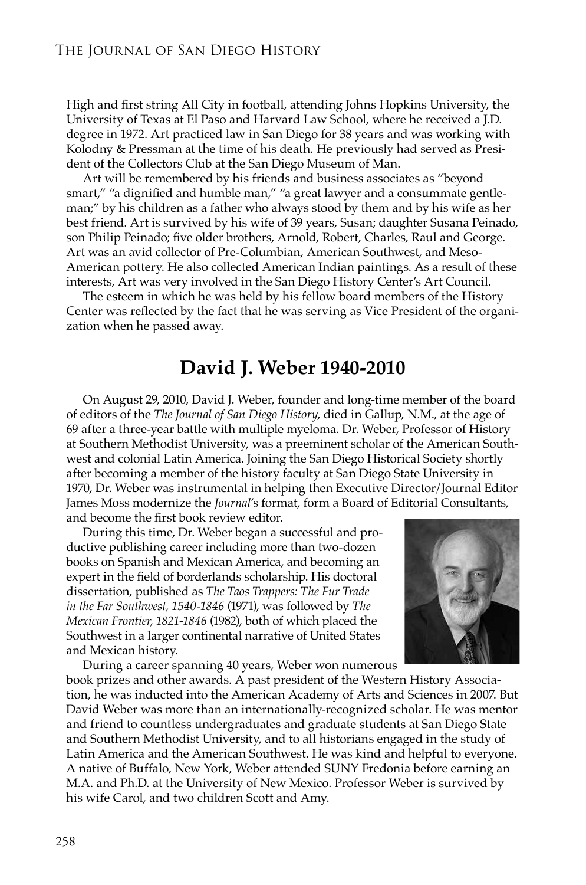High and first string All City in football, attending Johns Hopkins University, the University of Texas at El Paso and Harvard Law School, where he received a J.D. degree in 1972. Art practiced law in San Diego for 38 years and was working with Kolodny & Pressman at the time of his death. He previously had served as President of the Collectors Club at the San Diego Museum of Man.

Art will be remembered by his friends and business associates as "beyond smart," "a dignified and humble man," "a great lawyer and a consummate gentleman;" by his children as a father who always stood by them and by his wife as her best friend. Art is survived by his wife of 39 years, Susan; daughter Susana Peinado, son Philip Peinado; five older brothers, Arnold, Robert, Charles, Raul and George. Art was an avid collector of Pre-Columbian, American Southwest, and Meso-American pottery. He also collected American Indian paintings. As a result of these interests, Art was very involved in the San Diego History Center's Art Council.

The esteem in which he was held by his fellow board members of the History Center was reflected by the fact that he was serving as Vice President of the organization when he passed away.

## David J. Weber 1940-2010

On August 29, 2010, David J. Weber, founder and long-time member of the board of editors of the *The Journal of San Diego History*, died in Gallup, N.M., at the age of 69 after a three-year battle with multiple myeloma. Dr. Weber, Professor of History at Southern Methodist University, was a preeminent scholar of the American Southwest and colonial Latin America. Joining the San Diego Historical Society shortly after becoming a member of the history faculty at San Diego State University in 1970, Dr. Weber was instrumental in helping then Executive Director/Journal Editor James Moss modernize the *Journal*'s format, form a Board of Editorial Consultants, and become the first book review editor.

During this time, Dr. Weber began a successful and productive publishing career including more than two-dozen books on Spanish and Mexican America, and becoming an expert in the field of borderlands scholarship. His doctoral dissertation, published as *The Taos Trappers: The Fur Trade in the Far Southwest, 1540-1846* (1971), was followed by *The Mexican Frontier, 1821-1846* (1982), both of which placed the Southwest in a larger continental narrative of United States and Mexican history.

During a career spanning 40 years, Weber won numerous book prizes and other awards. A past president of the Western History Association, he was inducted into the American Academy of Arts and Sciences in 2007. But David Weber was more than an internationally-recognized scholar. He was mentor and friend to countless undergraduates and graduate students at San Diego State and Southern Methodist University, and to all historians engaged in the study of Latin America and the American Southwest. He was kind and helpful to everyone. A native of Buffalo, New York, Weber attended SUNY Fredonia before earning an M.A. and Ph.D. at the University of New Mexico. Professor Weber is survived by his wife Carol, and two children Scott and Amy.